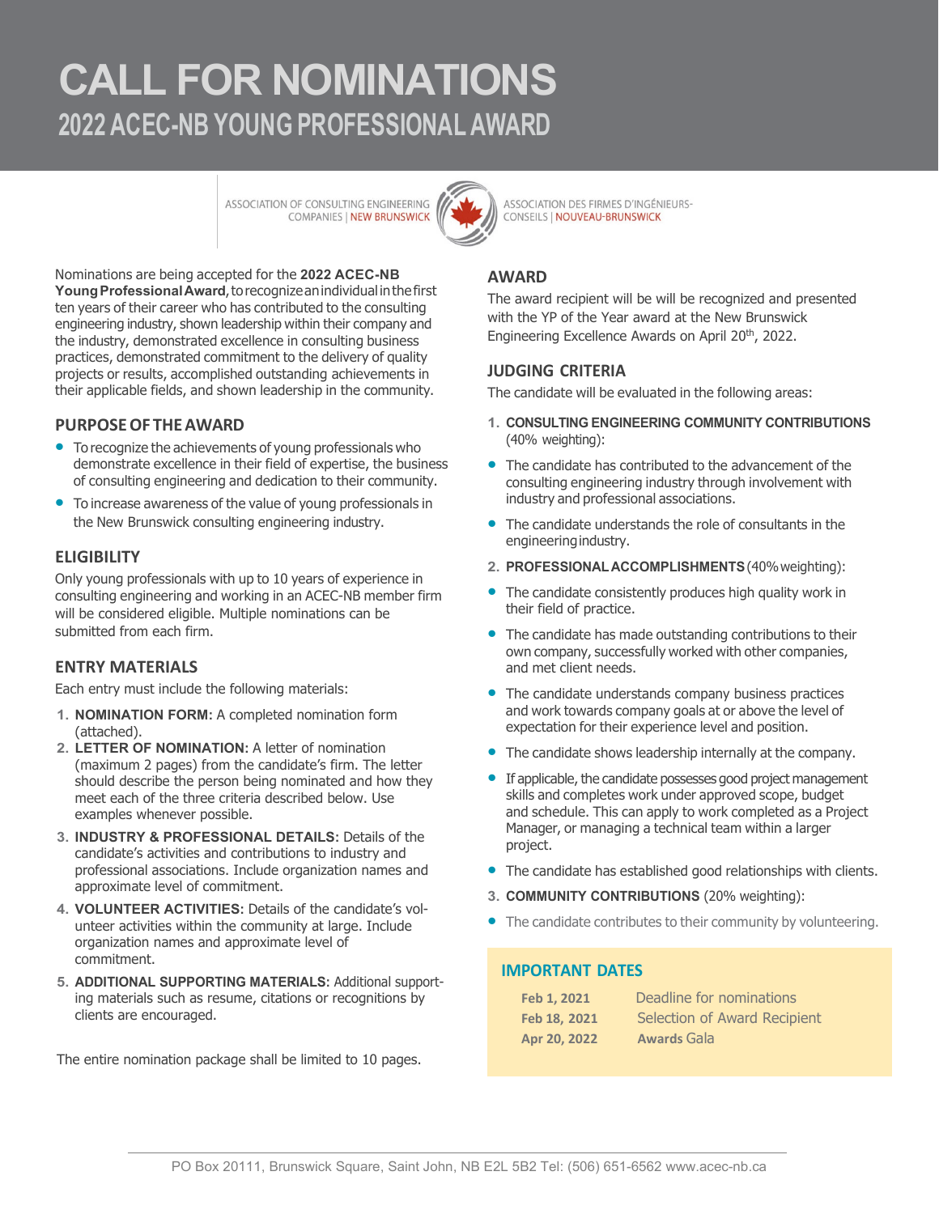# CALL FOR NOMINATIONS

## 2022 ACEC-NB YOUNG PROFESSIONAL AWARD

ASSOCIATION OF CONSULTING ENGINEERING COMPANIES | NEW BRUNSWICK

ASSOCIATION DES FIRMES D'INGÉNIEURS-CONSEILS | NOUVEAU-BRUNSWICK

Nominations are being accepted for the **2022 ACEC-NB Young Professional Award**, to recognize an individual in the first ten years of their career who has contributed to the consulting engineering industry, shown leadership within their company and the industry, demonstrated excellence in consulting business practices, demonstrated commitment to the delivery of quality projects or results, accomplished outstanding achievements in their applicable fields, and shown leadership in the community.

### PURPOSE OF THE AWARD

- To recognize the achievements of young professionals who demonstrate excellence in their field of expertise, the business of consulting engineering and dedication to their community.
- To increase awareness of the value of young professionals in the New Brunswick consulting engineering industry.

### ELIGIBILITY

Only young professionals with up to 10 years of experience in consulting engineering and working in an ACEC-NB member firm will be considered eligible. Multiple nominations can be submitted from each firm.

### ENTRY MATERIALS

Each entry must include the following materials:

1. **NOMINATION FORM:** A completed nomination form (attached).
2. **LETTER OF NOMINATION:** A letter of nomination (maximum 2 pages) from the candidate's firm. The letter should describe the person being nominated and how they meet each of the three criteria described below. Use examples whenever possible.
3. **INDUSTRY & PROFESSIONAL DETAILS:** Details of the candidate's activities and contributions to industry and professional associations. Include organization names and approximate level of commitment.
4. **VOLUNTEER ACTIVITIES:** Details of the candidate's volunteer activities within the community at large. Include organization names and approximate level of commitment.
5. **ADDITIONAL SUPPORTING MATERIALS:** Additional supporting materials such as resume, citations or recognitions by clients are encouraged.

The entire nomination package shall be limited to 10 pages.

### AWARD

The award recipient will be will be recognized and presented with the YP of the Year award at the New Brunswick Engineering Excellence Awards on April 20th, 2022.

### JUDGING CRITERIA

The candidate will be evaluated in the following areas:

1. **CONSULTING ENGINEERING COMMUNITY CONTRIBUTIONS** (40% weighting):
   - The candidate has contributed to the advancement of the consulting engineering industry through involvement with industry and professional associations.
   - The candidate understands the role of consultants in the engineering industry.
2. **PROFESSIONAL ACCOMPLISHMENTS** (40% weighting):
   - The candidate consistently produces high quality work in their field of practice.
   - The candidate has made outstanding contributions to their own company, successfully worked with other companies, and met client needs.
   - The candidate understands company business practices and work towards company goals at or above the level of expectation for their experience level and position.
   - The candidate shows leadership internally at the company.
   - If applicable, the candidate possesses good project management skills and completes work under approved scope, budget and schedule. This can apply to work completed as a Project Manager, or managing a technical team within a larger project.
   - The candidate has established good relationships with clients.
3. **COMMUNITY CONTRIBUTIONS** (20% weighting):
   - The candidate contributes to their community by volunteering.

### IMPORTANT DATES

| | |
|---|---|
| **Feb 1, 2021** | Deadline for nominations |
| **Feb 18, 2021** | Selection of Award Recipient |
| **Apr 20, 2022** | **Awards** Gala |

PO Box 20111, Brunswick Square, Saint John, NB E2L 5B2 Tel: (506) 651-6562 www.acec-nb.ca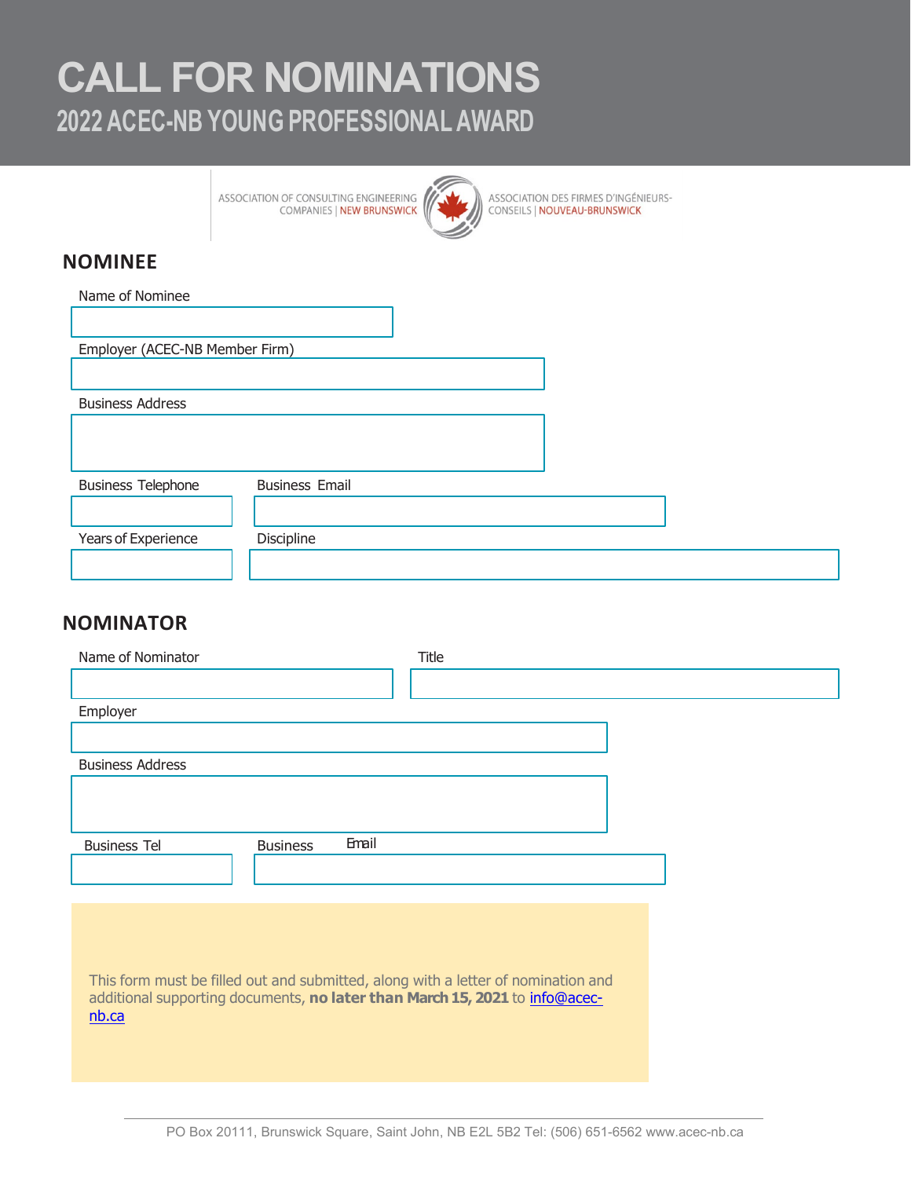# CALL FOR NOMINATIONS

## 2022 ACEC-NB YOUNG PROFESSIONAL AWARD

ASSOCIATION OF CONSULTING ENGINEERING COMPANIES | NEW BRUNSWICK

ASSOCIATION DES FIRMES D'INGÉNIEURS-CONSEILS | NOUVEAU-BRUNSWICK

## NOMINEE

Name of Nominee

Employer (ACEC-NB Member Firm)

Business Address

Business Telephone

Business Email

Years of Experience

Discipline

## NOMINATOR

Name of Nominator

Title

Employer

Business Address

Business Tel

Business Email

This form must be filled out and submitted, along with a letter of nomination and additional supporting documents, **no later than March 15, 2021** to [info@acec-nb.ca](mailto:info@acec-nb.ca)

PO Box 20111, Brunswick Square, Saint John, NB E2L 5B2 Tel: (506) 651-6562 www.acec-nb.ca